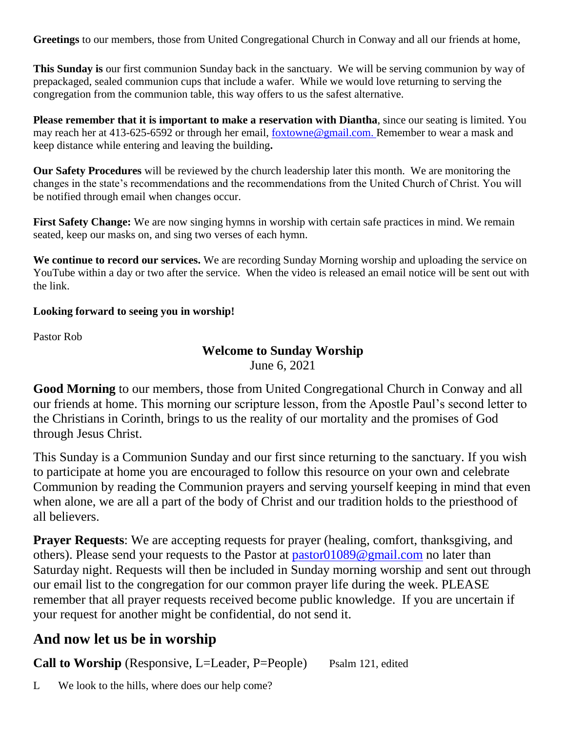**Greetings** to our members, those from United Congregational Church in Conway and all our friends at home,

**This Sunday is** our first communion Sunday back in the sanctuary. We will be serving communion by way of prepackaged, sealed communion cups that include a wafer. While we would love returning to serving the congregation from the communion table, this way offers to us the safest alternative.

**Please remember that it is important to make a reservation with Diantha**, since our seating is limited. You may reach her at 413-625-6592 or through her email, foxtowne@gmail.com. Remember to wear a mask and keep distance while entering and leaving the building**.**

**Our Safety Procedures** will be reviewed by the church leadership later this month. We are monitoring the changes in the state's recommendations and the recommendations from the United Church of Christ. You will be notified through email when changes occur.

**First Safety Change:** We are now singing hymns in worship with certain safe practices in mind. We remain seated, keep our masks on, and sing two verses of each hymn.

**We continue to record our services.** We are recording Sunday Morning worship and uploading the service on YouTube within a day or two after the service. When the video is released an email notice will be sent out with the link.

**Looking forward to seeing you in worship!**

Pastor Rob

**Welcome to Sunday Worship**

June 6, 2021

**Good Morning** to our members, those from United Congregational Church in Conway and all our friends at home. This morning our scripture lesson, from the Apostle Paul's second letter to the Christians in Corinth, brings to us the reality of our mortality and the promises of God through Jesus Christ.

This Sunday is a Communion Sunday and our first since returning to the sanctuary. If you wish to participate at home you are encouraged to follow this resource on your own and celebrate Communion by reading the Communion prayers and serving yourself keeping in mind that even when alone, we are all a part of the body of Christ and our tradition holds to the priesthood of all believers.

**Prayer Requests**: We are accepting requests for prayer (healing, comfort, thanksgiving, and others). Please send your requests to the Pastor at pastor01089@gmail.com no later than Saturday night. Requests will then be included in Sunday morning worship and sent out through our email list to the congregation for our common prayer life during the week. PLEASE remember that all prayer requests received become public knowledge. If you are uncertain if your request for another might be confidential, do not send it.

## And now let us be in worship

**Call to Worship** (Responsive, L=Leader, P=People) Psalm 121, edited

L We look to the hills, where does our help come?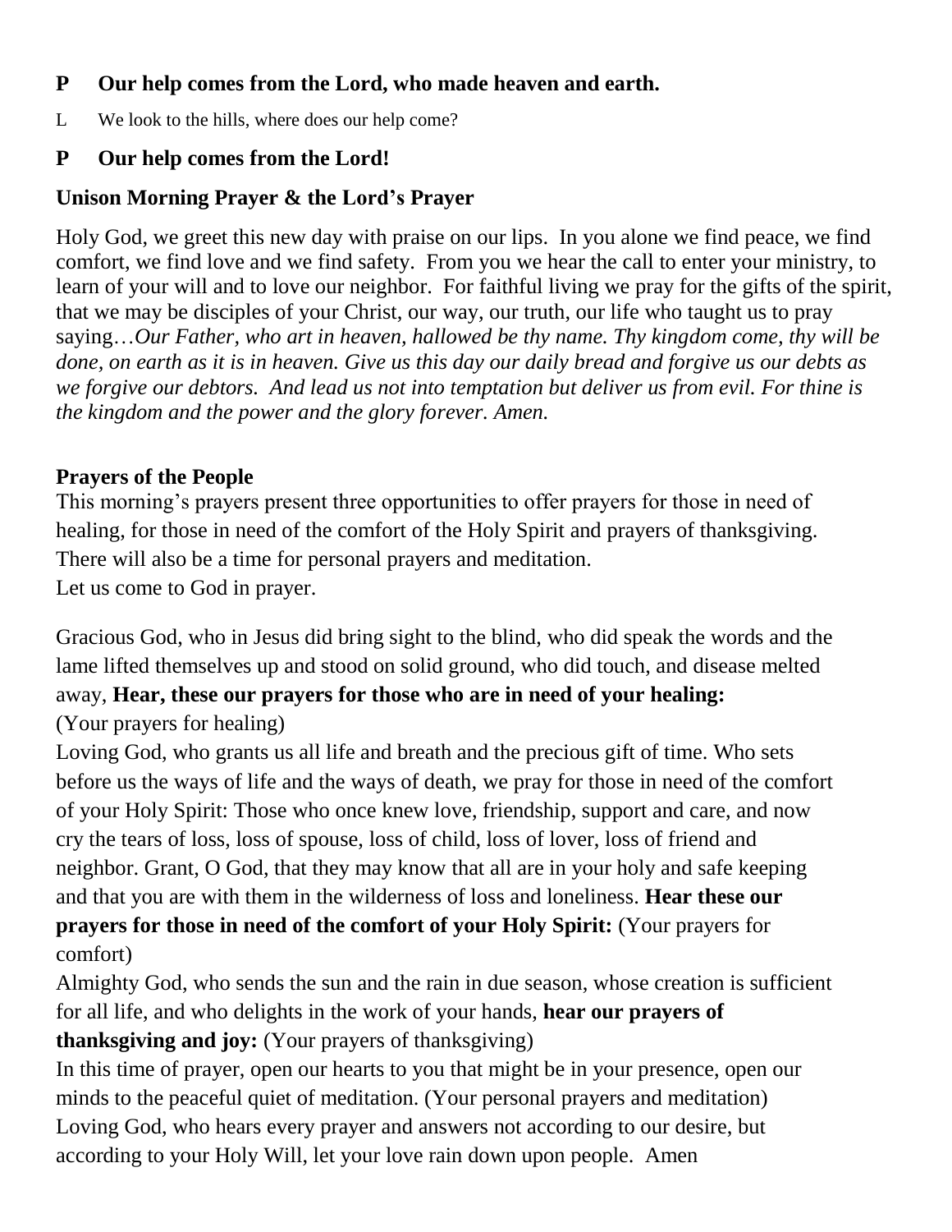**P Our help comes from the Lord, who made heaven and earth.**

L We look to the hills, where does our help come?

**P Our help comes from the Lord!**

**Unison Morning Prayer & the Lord's Prayer**

Holy God, we greet this new day with praise on our lips. In you alone we find peace, we find comfort, we find love and we find safety. From you we hear the call to enter your ministry, to learn of your will and to love our neighbor. For faithful living we pray for the gifts of the spirit, that we may be disciples of your Christ, our way, our truth, our life who taught us to pray saying…*Our Father, who art in heaven, hallowed be thy name. Thy kingdom come, thy will be done, on earth as it is in heaven. Give us this day our daily bread and forgive us our debts as we forgive our debtors. And lead us not into temptation but deliver us from evil. For thine is the kingdom and the power and the glory forever. Amen.*

**Prayers of the People**

This morning's prayers present three opportunities to offer prayers for those in need of healing, for those in need of the comfort of the Holy Spirit and prayers of thanksgiving. There will also be a time for personal prayers and meditation.
Let us come to God in prayer.

Gracious God, who in Jesus did bring sight to the blind, who did speak the words and the lame lifted themselves up and stood on solid ground, who did touch, and disease melted away, **Hear, these our prayers for those who are in need of your healing:**
(Your prayers for healing)
Loving God, who grants us all life and breath and the precious gift of time. Who sets before us the ways of life and the ways of death, we pray for those in need of the comfort of your Holy Spirit: Those who once knew love, friendship, support and care, and now cry the tears of loss, loss of spouse, loss of child, loss of lover, loss of friend and neighbor. Grant, O God, that they may know that all are in your holy and safe keeping and that you are with them in the wilderness of loss and loneliness. **Hear these our prayers for those in need of the comfort of your Holy Spirit:** (Your prayers for comfort)
Almighty God, who sends the sun and the rain in due season, whose creation is sufficient for all life, and who delights in the work of your hands, **hear our prayers of thanksgiving and joy:** (Your prayers of thanksgiving)
In this time of prayer, open our hearts to you that might be in your presence, open our minds to the peaceful quiet of meditation. (Your personal prayers and meditation)
Loving God, who hears every prayer and answers not according to our desire, but according to your Holy Will, let your love rain down upon people. Amen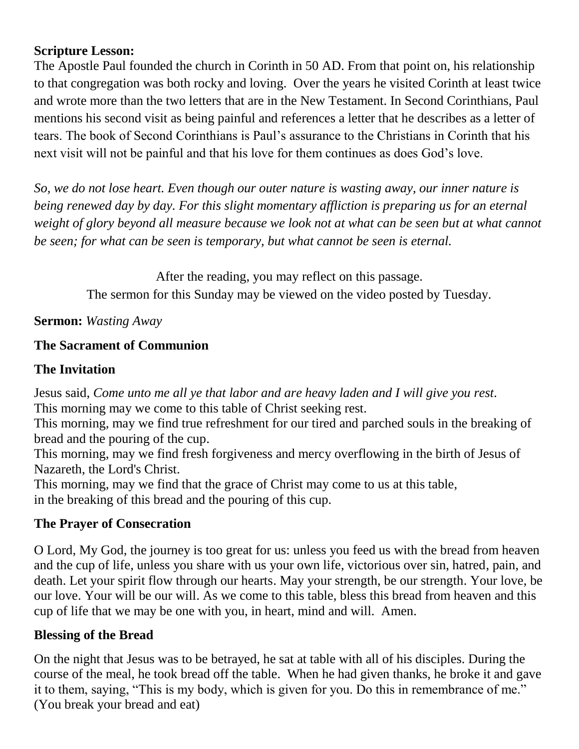**Scripture Lesson:**
The Apostle Paul founded the church in Corinth in 50 AD. From that point on, his relationship to that congregation was both rocky and loving. Over the years he visited Corinth at least twice and wrote more than the two letters that are in the New Testament. In Second Corinthians, Paul mentions his second visit as being painful and references a letter that he describes as a letter of tears. The book of Second Corinthians is Paul's assurance to the Christians in Corinth that his next visit will not be painful and that his love for them continues as does God's love.

*So, we do not lose heart. Even though our outer nature is wasting away, our inner nature is being renewed day by day. For this slight momentary affliction is preparing us for an eternal weight of glory beyond all measure because we look not at what can be seen but at what cannot be seen; for what can be seen is temporary, but what cannot be seen is eternal.*

After the reading, you may reflect on this passage.
The sermon for this Sunday may be viewed on the video posted by Tuesday.

**Sermon:** *Wasting Away*

**The Sacrament of Communion**

**The Invitation**

Jesus said, *Come unto me all ye that labor and are heavy laden and I will give you rest*.
This morning may we come to this table of Christ seeking rest.
This morning, may we find true refreshment for our tired and parched souls in the breaking of bread and the pouring of the cup.
This morning, may we find fresh forgiveness and mercy overflowing in the birth of Jesus of Nazareth, the Lord's Christ.
This morning, may we find that the grace of Christ may come to us at this table,
in the breaking of this bread and the pouring of this cup.

**The Prayer of Consecration**

O Lord, My God, the journey is too great for us: unless you feed us with the bread from heaven and the cup of life, unless you share with us your own life, victorious over sin, hatred, pain, and death. Let your spirit flow through our hearts. May your strength, be our strength. Your love, be our love. Your will be our will. As we come to this table, bless this bread from heaven and this cup of life that we may be one with you, in heart, mind and will. Amen.

**Blessing of the Bread**

On the night that Jesus was to be betrayed, he sat at table with all of his disciples. During the course of the meal, he took bread off the table. When he had given thanks, he broke it and gave it to them, saying, "This is my body, which is given for you. Do this in remembrance of me."
(You break your bread and eat)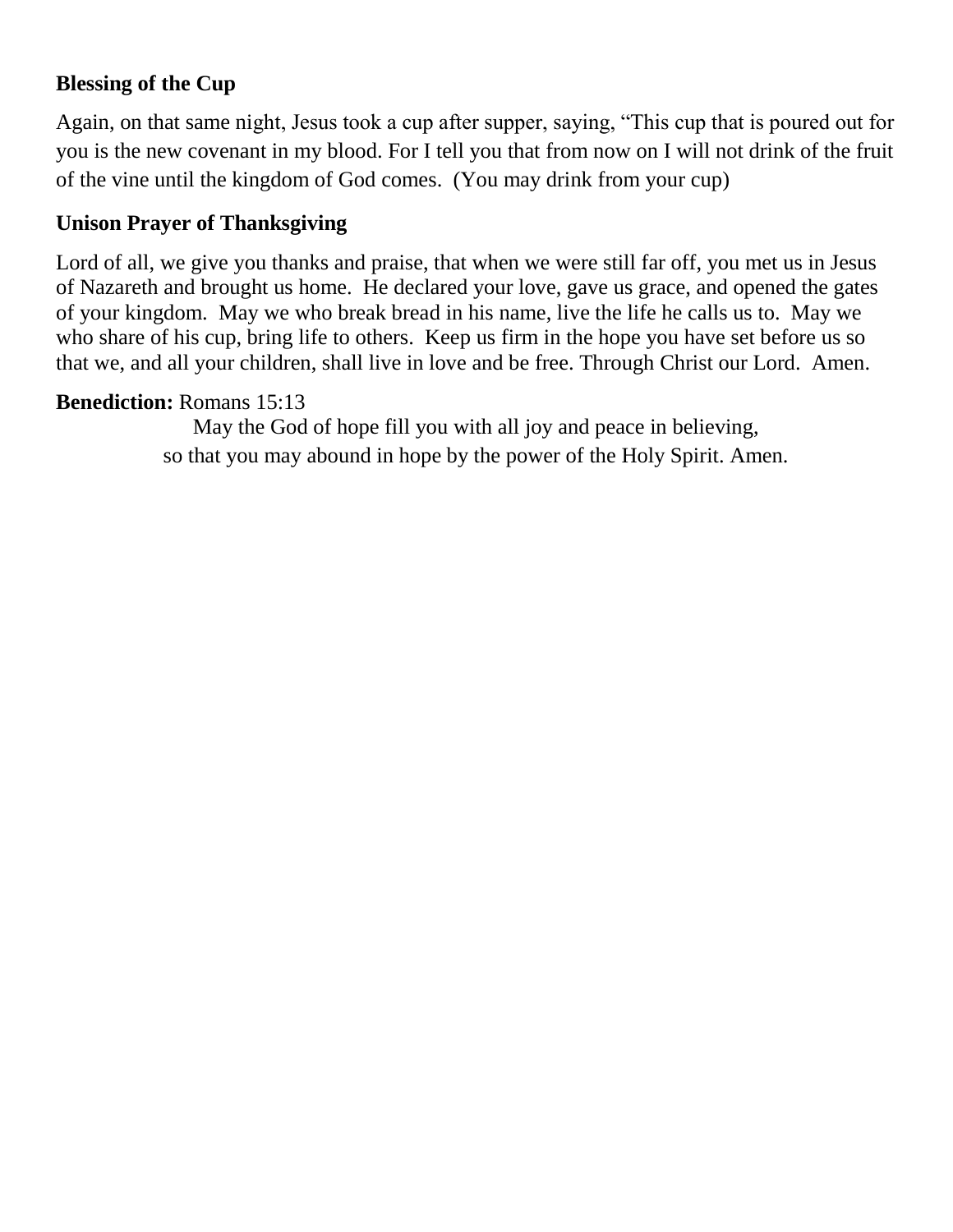**Blessing of the Cup**

Again, on that same night, Jesus took a cup after supper, saying, "This cup that is poured out for you is the new covenant in my blood. For I tell you that from now on I will not drink of the fruit of the vine until the kingdom of God comes. (You may drink from your cup)

**Unison Prayer of Thanksgiving**

Lord of all, we give you thanks and praise, that when we were still far off, you met us in Jesus of Nazareth and brought us home. He declared your love, gave us grace, and opened the gates of your kingdom. May we who break bread in his name, live the life he calls us to. May we who share of his cup, bring life to others. Keep us firm in the hope you have set before us so that we, and all your children, shall live in love and be free. Through Christ our Lord. Amen.

**Benediction:** Romans 15:13

May the God of hope fill you with all joy and peace in believing,
so that you may abound in hope by the power of the Holy Spirit. Amen.